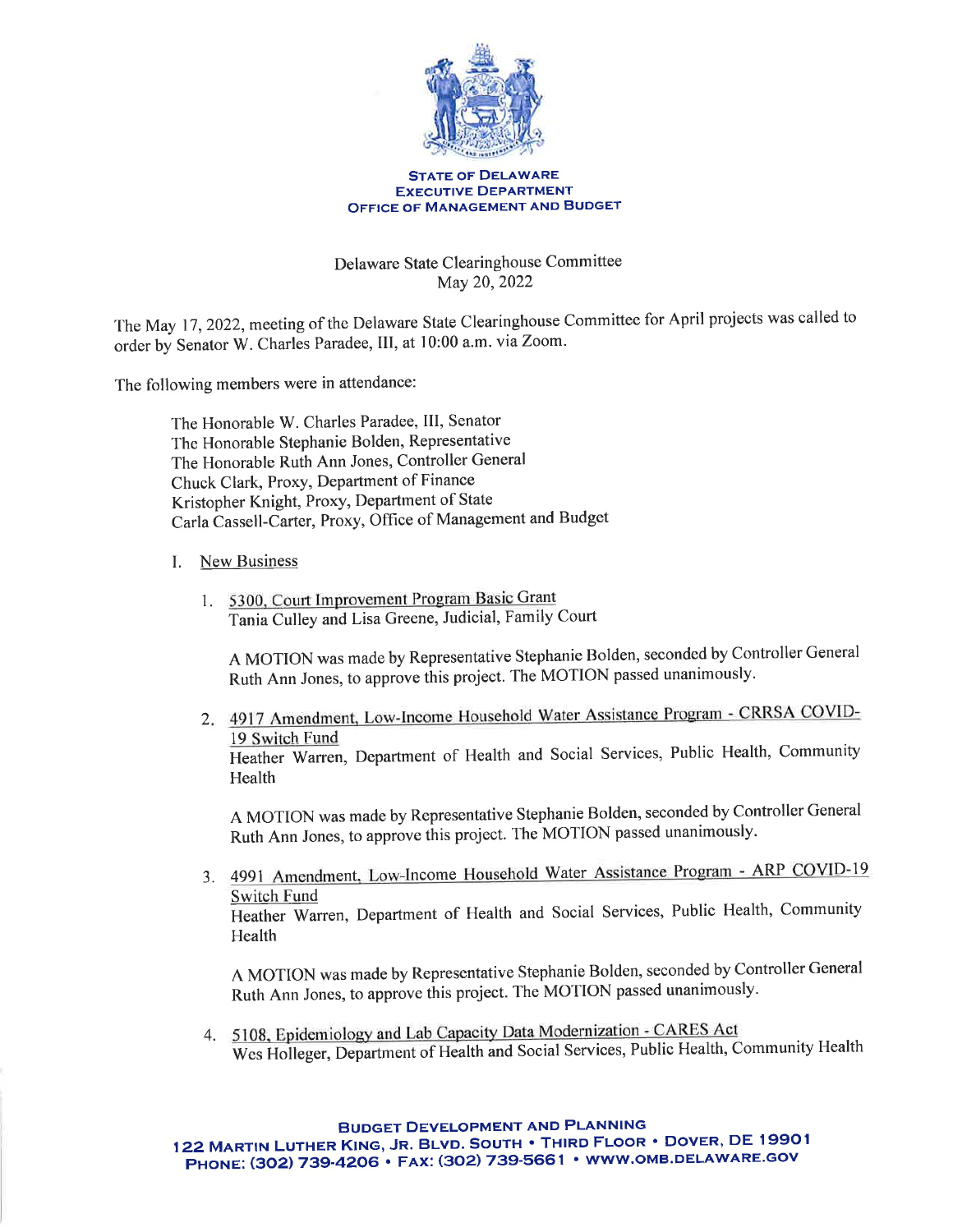**STATE OF DELAWARE**
**EXECUTIVE DEPARTMENT**
**OFFICE OF MANAGEMENT AND BUDGET**

Delaware State Clearinghouse Committee
May 20, 2022

The May 17, 2022, meeting of the Delaware State Clearinghouse Committee for April projects was called to order by Senator W. Charles Paradee, III, at 10:00 a.m. via Zoom.

The following members were in attendance:

The Honorable W. Charles Paradee, III, Senator
The Honorable Stephanie Bolden, Representative
The Honorable Ruth Ann Jones, Controller General
Chuck Clark, Proxy, Department of Finance
Kristopher Knight, Proxy, Department of State
Carla Cassell-Carter, Proxy, Office of Management and Budget

I. New Business

1. 5300, Court Improvement Program Basic Grant
   Tania Culley and Lisa Greene, Judicial, Family Court

   A MOTION was made by Representative Stephanie Bolden, seconded by Controller General Ruth Ann Jones, to approve this project. The MOTION passed unanimously.

2. 4917 Amendment, Low-Income Household Water Assistance Program - CRRSA COVID-19 Switch Fund
   Heather Warren, Department of Health and Social Services, Public Health, Community Health

   A MOTION was made by Representative Stephanie Bolden, seconded by Controller General Ruth Ann Jones, to approve this project. The MOTION passed unanimously.

3. 4991 Amendment, Low-Income Household Water Assistance Program - ARP COVID-19 Switch Fund
   Heather Warren, Department of Health and Social Services, Public Health, Community Health

   A MOTION was made by Representative Stephanie Bolden, seconded by Controller General Ruth Ann Jones, to approve this project. The MOTION passed unanimously.

4. 5108, Epidemiology and Lab Capacity Data Modernization - CARES Act
   Wes Holleger, Department of Health and Social Services, Public Health, Community Health

**BUDGET DEVELOPMENT AND PLANNING**
**122 MARTIN LUTHER KING, JR. BLVD. SOUTH • THIRD FLOOR • DOVER, DE 19901**
**PHONE: (302) 739-4206 • FAX: (302) 739-5661 • WWW.OMB.DELAWARE.GOV**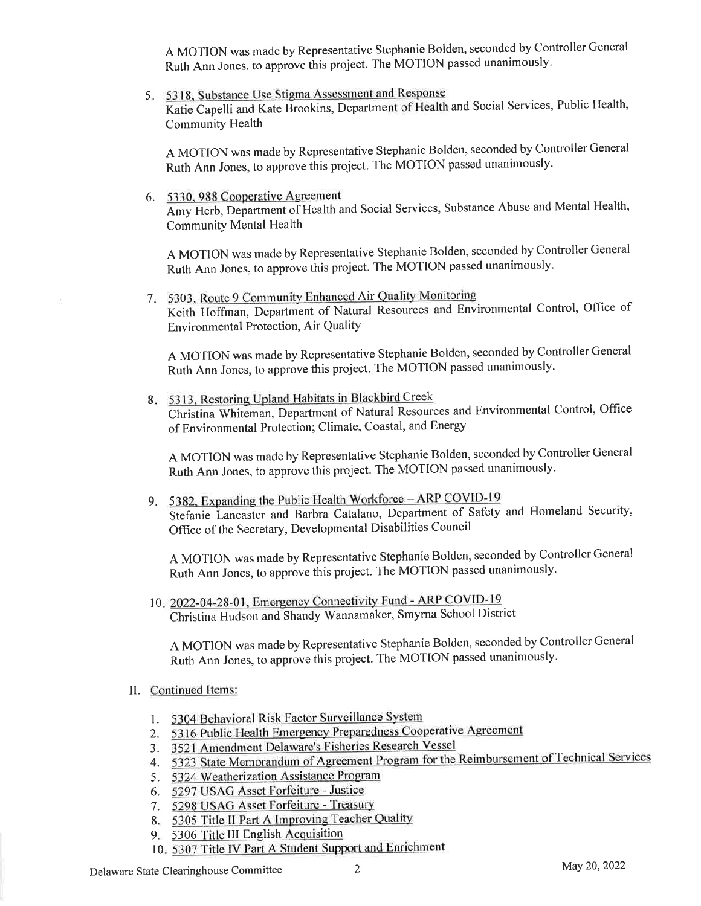A MOTION was made by Representative Stephanie Bolden, seconded by Controller General Ruth Ann Jones, to approve this project. The MOTION passed unanimously.

5. 5318, Substance Use Stigma Assessment and Response
   Katie Capelli and Kate Brookins, Department of Health and Social Services, Public Health, Community Health

   A MOTION was made by Representative Stephanie Bolden, seconded by Controller General Ruth Ann Jones, to approve this project. The MOTION passed unanimously.

6. 5330, 988 Cooperative Agreement
   Amy Herb, Department of Health and Social Services, Substance Abuse and Mental Health, Community Mental Health

   A MOTION was made by Representative Stephanie Bolden, seconded by Controller General Ruth Ann Jones, to approve this project. The MOTION passed unanimously.

7. 5303, Route 9 Community Enhanced Air Quality Monitoring
   Keith Hoffman, Department of Natural Resources and Environmental Control, Office of Environmental Protection, Air Quality

   A MOTION was made by Representative Stephanie Bolden, seconded by Controller General Ruth Ann Jones, to approve this project. The MOTION passed unanimously.

8. 5313, Restoring Upland Habitats in Blackbird Creek
   Christina Whiteman, Department of Natural Resources and Environmental Control, Office of Environmental Protection; Climate, Coastal, and Energy

   A MOTION was made by Representative Stephanie Bolden, seconded by Controller General Ruth Ann Jones, to approve this project. The MOTION passed unanimously.

9. 5382, Expanding the Public Health Workforce – ARP COVID-19
   Stefanie Lancaster and Barbra Catalano, Department of Safety and Homeland Security, Office of the Secretary, Developmental Disabilities Council

   A MOTION was made by Representative Stephanie Bolden, seconded by Controller General Ruth Ann Jones, to approve this project. The MOTION passed unanimously.

10. 2022-04-28-01, Emergency Connectivity Fund - ARP COVID-19
    Christina Hudson and Shandy Wannamaker, Smyrna School District

    A MOTION was made by Representative Stephanie Bolden, seconded by Controller General Ruth Ann Jones, to approve this project. The MOTION passed unanimously.

II. Continued Items:

1. 5304 Behavioral Risk Factor Surveillance System
2. 5316 Public Health Emergency Preparedness Cooperative Agreement
3. 3521 Amendment Delaware's Fisheries Research Vessel
4. 5323 State Memorandum of Agreement Program for the Reimbursement of Technical Services
5. 5324 Weatherization Assistance Program
6. 5297 USAG Asset Forfeiture - Justice
7. 5298 USAG Asset Forfeiture - Treasury
8. 5305 Title II Part A Improving Teacher Quality
9. 5306 Title III English Acquisition
10. 5307 Title IV Part A Student Support and Enrichment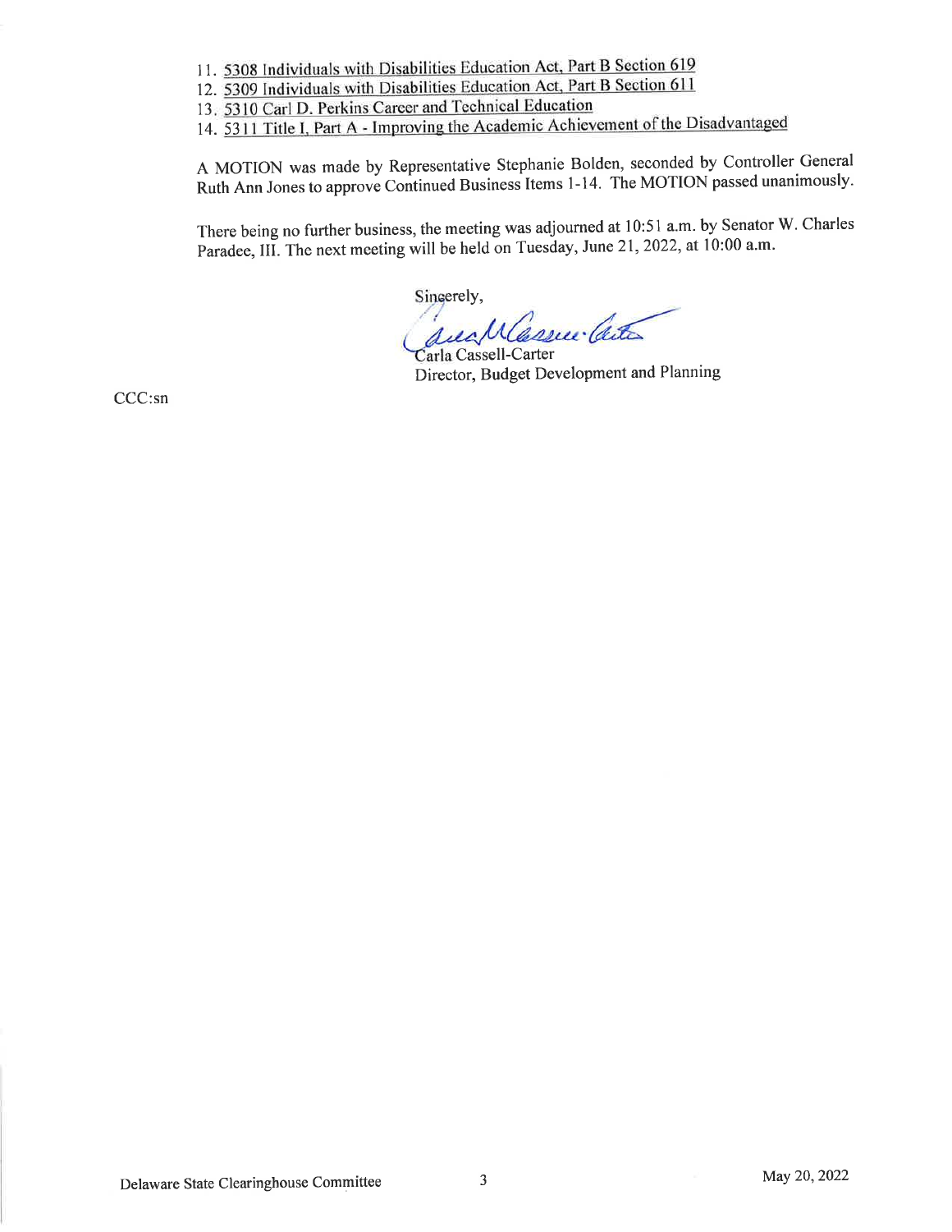11. 5308 Individuals with Disabilities Education Act, Part B Section 619
12. 5309 Individuals with Disabilities Education Act, Part B Section 611
13. 5310 Carl D. Perkins Career and Technical Education
14. 5311 Title I, Part A - Improving the Academic Achievement of the Disadvantaged

A MOTION was made by Representative Stephanie Bolden, seconded by Controller General Ruth Ann Jones to approve Continued Business Items 1-14. The MOTION passed unanimously.

There being no further business, the meeting was adjourned at 10:51 a.m. by Senator W. Charles Paradee, III. The next meeting will be held on Tuesday, June 21, 2022, at 10:00 a.m.

Sincerely,

Carla Cassell-Carter
Director, Budget Development and Planning

CCC:sn